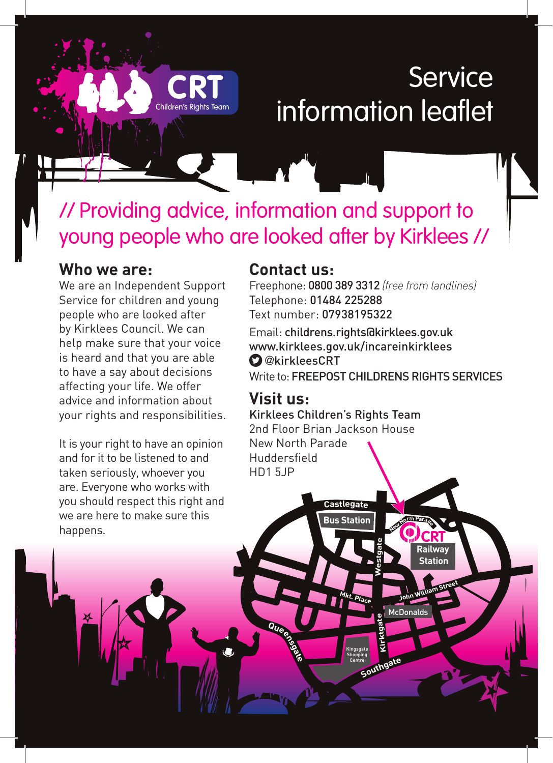CRT Children's Rights Team

# Service information leaflet

## // Providing advice, information and support to young people who are looked after by Kirklees //

## Who we are:

We are an Independent Support Service for children and young people who are looked after by Kirklees Council. We can help make sure that your voice is heard and that you are able to have a say about decisions affecting your life. We offer advice and information about your rights and responsibilities.

It is your right to have an opinion and for it to be listened to and taken seriously, whoever you are. Everyone who works with you should respect this right and we are here to make sure this happens.

## Contact us:

Freephone: **0800 389 3312** *(free from landlines)*
Telephone: **01484 225288**
Text number: **07938195322**

Email: **childrens.rights@kirklees.gov.uk**
**www.kirklees.gov.uk/incareinkirklees**
@kirkleesCRT
Write to: **FREEPOST CHILDRENS RIGHTS SERVICES**

## Visit us:

Kirklees Children's Rights Team
2nd Floor Brian Jackson House
New North Parade
Huddersfield
HD1 5JP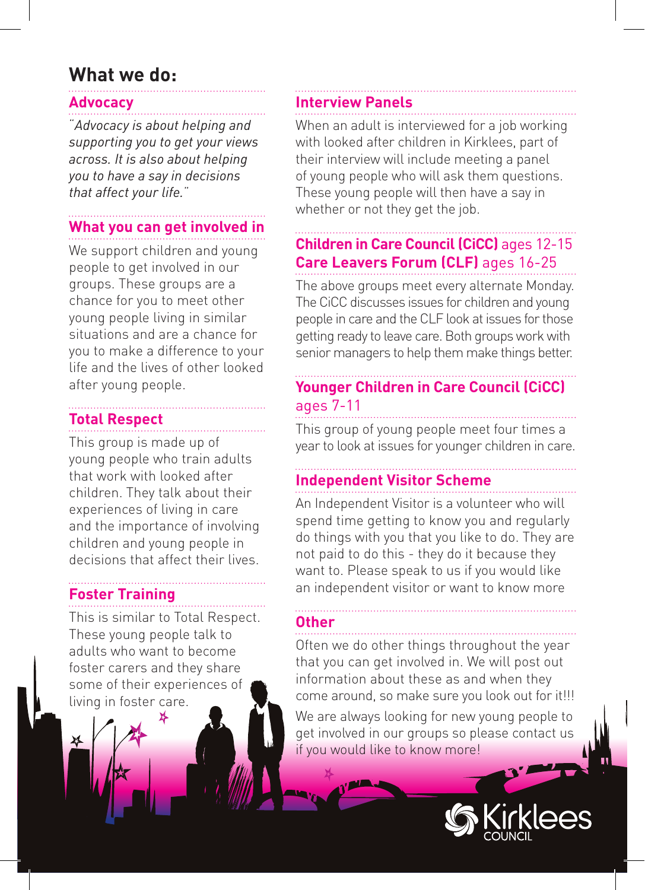# What we do:

## Advocacy

*"Advocacy is about helping and supporting you to get your views across. It is also about helping you to have a say in decisions that affect your life."*

## What you can get involved in

We support children and young people to get involved in our groups. These groups are a chance for you to meet other young people living in similar situations and are a chance for you to make a difference to your life and the lives of other looked after young people.

## Total Respect

This group is made up of young people who train adults that work with looked after children. They talk about their experiences of living in care and the importance of involving children and young people in decisions that affect their lives.

## Foster Training

This is similar to Total Respect. These young people talk to adults who want to become foster carers and they share some of their experiences of living in foster care.

## Interview Panels

When an adult is interviewed for a job working with looked after children in Kirklees, part of their interview will include meeting a panel of young people who will ask them questions. These young people will then have a say in whether or not they get the job.

## Children in Care Council (CiCC) ages 12-15
## Care Leavers Forum (CLF) ages 16-25

The above groups meet every alternate Monday. The CiCC discusses issues for children and young people in care and the CLF look at issues for those getting ready to leave care. Both groups work with senior managers to help them make things better.

## Younger Children in Care Council (CiCC) ages 7-11

This group of young people meet four times a year to look at issues for younger children in care.

## Independent Visitor Scheme

An Independent Visitor is a volunteer who will spend time getting to know you and regularly do things with you that you like to do. They are not paid to do this - they do it because they want to. Please speak to us if you would like an independent visitor or want to know more

## Other

Often we do other things throughout the year that you can get involved in. We will post out information about these as and when they come around, so make sure you look out for it!!!

We are always looking for new young people to get involved in our groups so please contact us if you would like to know more!

Kirklees COUNCIL